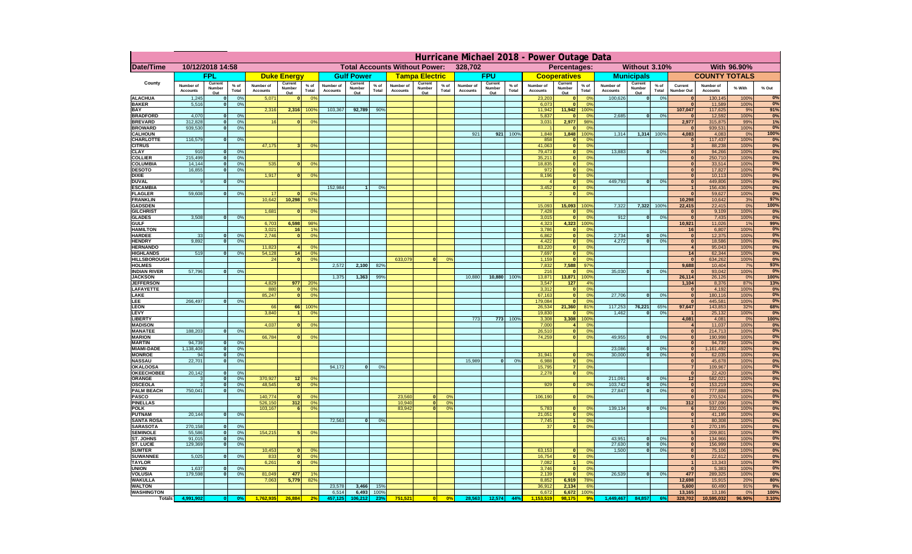# Hurricane Michael 2018 - Power Outage Data

| Date/Time | 10/12/2018 14:58 | | | Total Accounts Without Power: | | | | | | | 328,702 | | | | | Percentages: | | | Without 3.10% | | | With 96.90% | | | |
|---|---|---|---|---|---|---|---|---|---|---|---|---|---|---|---|---|---|---|---|---|---|---|---|---|---|
| | FPL | | | Duke Energy | | | Gulf Power | | | Tampa Electric | | | FPU | | | Cooperatives | | | Municipals | | | COUNTY TOTALS | | | |
| County | Number of Accounts | Current Number Out | % of Total | Number of Accounts | Current Number Out | % of Total | Number of Accounts | Current Number Out | % of Total | Number of Accounts | Current Number Out | % of Total | Number of Accounts | Current Number Out | % of Total | Number of Accounts | Current Number Out | % of Total | Number of Accounts | Current Number Out | % of Total | Current Number Out | Number of Accounts | % With | % Out |
| ALACHUA | 1,245 | 0 | 0% | 5,071 | 0 | 0% | | | | | | | | | | 23,203 | 0 | 0% | 100,626 | 0 | 0% | 0 | 130,145 | 100% | 0% |
| BAKER | 5,516 | 0 | 0% | | | | | | | | | | | | | 6,073 | 0 | 0% | | | | 0 | 11,589 | 100% | 0% |
| BAY | | | | 2,316 | 2,316 | 100% | 103,367 | 92,789 | 90% | | | | | | | 11,942 | 11,942 | 100% | | | | 107,047 | 117,625 | 9% | 91% |
| BRADFORD | 4,070 | 0 | 0% | | | | | | | | | | | | | 5,837 | 0 | 0% | 2,685 | 0 | 0% | 0 | 12,592 | 100% | 0% |
| BREVARD | 312,828 | 0 | 0% | 16 | 0 | 0% | | | | | | | | | | 3,031 | 2,977 | 98% | | | | 2,977 | 315,875 | 99% | 1% |
| BROWARD | 939,530 | 0 | 0% | | | | | | | | | | | | | 1 | 0 | 0% | | | | 0 | 939,531 | 100% | 0% |
| CALHOUN | | | | | | | | | | | | | 921 | 921 | 100% | 1,848 | 1,848 | 100% | 1,314 | 1,314 | 100% | 4,083 | 4,083 | 0% | 100% |
| CHARLOTTE | 116,579 | 0 | 0% | | | | | | | | | | | | | 858 | 0 | 0% | | | | 0 | 117,437 | 100% | 0% |
| CITRUS | | | | 47,175 | 3 | 0% | | | | | | | | | | 41,063 | 0 | 0% | | | | 3 | 88,238 | 100% | 0% |
| CLAY | 910 | 0 | 0% | | | | | | | | | | | | | 79,473 | 0 | 0% | 13,883 | 0 | 0% | 0 | 94,266 | 100% | 0% |
| COLLIER | 215,499 | 0 | 0% | | | | | | | | | | | | | 35,211 | 0 | 0% | | | | 0 | 250,710 | 100% | 0% |
| COLUMBIA | 14,144 | 0 | 0% | 535 | 0 | 0% | | | | | | | | | | 18,835 | 0 | 0% | | | | 0 | 33,514 | 100% | 0% |
| DESOTO | 16,855 | 0 | 0% | | | | | | | | | | | | | 972 | 0 | 0% | | | | 0 | 17,827 | 100% | 0% |
| DIXIE | | | | 1,917 | 0 | 0% | | | | | | | | | | 8,196 | 0 | 0% | | | | 0 | 10,113 | 100% | 0% |
| DUVAL | 9 | 0 | 0% | | | | | | | | | | | | | 4 | 0 | 0% | 449,793 | 0 | 0% | 0 | 449,806 | 100% | 0% |
| ESCAMBIA | | | | | | | 152,984 | 1 | 0% | | | | | | | 3,452 | 0 | 0% | | | | 1 | 156,436 | 100% | 0% |
| FLAGLER | 59,608 | 0 | 0% | 17 | 0 | 0% | | | | | | | | | | 2 | 0 | 0% | | | | 0 | 59,627 | 100% | 0% |
| FRANKLIN | | | | 10,642 | 10,298 | 97% | | | | | | | | | | | | | | | | 10,298 | 10,642 | 3% | 97% |
| GADSDEN | | | | | | | | | | | | | | | | 15,093 | 15,093 | 100% | 7,322 | 7,322 | 100% | 22,415 | 22,415 | 0% | 100% |
| GILCHRIST | | | | 1,681 | 0 | 0% | | | | | | | | | | 7,428 | 0 | 0% | | | | 0 | 9,109 | 100% | 0% |
| GLADES | 3,508 | 0 | 0% | | | | | | | | | | | | | 3,015 | 0 | 0% | 912 | 0 | 0% | 0 | 7,435 | 100% | 0% |
| GULF | | | | 6,703 | 6,598 | 98% | | | | | | | | | | 4,323 | 4,323 | 100% | | | | 10,921 | 11,026 | 1% | 99% |
| HAMILTON | | | | 3,021 | 16 | 1% | | | | | | | | | | 3,786 | 0 | 0% | | | | 16 | 6,807 | 100% | 0% |
| HARDEE | 33 | 0 | 0% | 2,746 | 0 | 0% | | | | | | | | | | 6,862 | 0 | 0% | 2,734 | 0 | 0% | 0 | 12,375 | 100% | 0% |
| HENDRY | 9,892 | 0 | 0% | | | | | | | | | | | | | 4,422 | 0 | 0% | 4,272 | 0 | 0% | 0 | 18,586 | 100% | 0% |
| HERNANDO | | | | 11,823 | 4 | 0% | | | | | | | | | | 83,220 | 0 | 0% | | | | 4 | 95,043 | 100% | 0% |
| HIGHLANDS | 519 | 0 | 0% | 54,128 | 14 | 0% | | | | | | | | | | 7,697 | 0 | 0% | | | | 14 | 62,344 | 100% | 0% |
| HILLSBOROUGH | | | | 24 | 0 | 0% | | | | 633,079 | 0 | 0% | | | | 1,159 | 0 | 0% | | | | 0 | 634,262 | 100% | 0% |
| HOLMES | | | | | | | 2,572 | 2,100 | 82% | | | | | | | 7,832 | 7,588 | 97% | | | | 9,688 | 10,404 | 7% | 93% |
| INDIAN RIVER | 57,796 | 0 | 0% | | | | | | | | | | | | | 216 | 0 | 0% | 35,030 | 0 | 0% | 0 | 93,042 | 100% | 0% |
| JACKSON | | | | | | | 1,375 | 1,363 | 99% | | | | 10,880 | 10,880 | 100% | 13,871 | 13,871 | 100% | | | | 26,114 | 26,126 | 0% | 100% |
| JEFFERSON | | | | 4,829 | 977 | 20% | | | | | | | | | | 3,547 | 127 | 4% | | | | 1,104 | 8,376 | 87% | 13% |
| LAFAYETTE | | | | 880 | 0 | 0% | | | | | | | | | | 3,312 | 0 | 0% | | | | 0 | 4,192 | 100% | 0% |
| LAKE | | | | 85,247 | 0 | 0% | | | | | | | | | | 67,163 | 0 | 0% | 27,706 | 0 | 0% | 0 | 180,116 | 100% | 0% |
| LEE | 266,497 | 0 | 0% | | | | | | | | | | | | | 179,084 | 0 | 0% | | | | 0 | 445,581 | 100% | 0% |
| LEON | | | | 66 | 66 | 100% | | | | | | | | | | 26,534 | 21,360 | 81% | 117,253 | 76,221 | 65% | 97,647 | 143,853 | 32% | 68% |
| LEVY | | | | 3,840 | 1 | 0% | | | | | | | | | | 19,830 | 0 | 0% | 1,462 | 0 | 0% | 1 | 25,132 | 100% | 0% |
| LIBERTY | | | | | | | | | | | | | 773 | 773 | 100% | 3,308 | 3,308 | 100% | | | | 4,081 | 4,081 | 0% | 100% |
| MADISON | | | | 4,037 | 0 | 0% | | | | | | | | | | 7,000 | 4 | 0% | | | | 4 | 11,037 | 100% | 0% |
| MANATEE | 188,203 | 0 | 0% | | | | | | | | | | | | | 26,510 | 0 | 0% | | | | 0 | 214,713 | 100% | 0% |
| MARION | | | | 66,784 | 0 | 0% | | | | | | | | | | 74,259 | 0 | 0% | 49,955 | 0 | 0% | 0 | 190,998 | 100% | 0% |
| MARTIN | 94,739 | 0 | 0% | | | | | | | | | | | | | | | | | | | 0 | 94,739 | 100% | 0% |
| MIAMI-DADE | 1,138,406 | 0 | 0% | | | | | | | | | | | | | | | | 23,086 | 0 | 0% | 0 | 1,161,492 | 100% | 0% |
| MONROE | 94 | 0 | 0% | | | | | | | | | | | | | 31,941 | 0 | 0% | 30,000 | 0 | 0% | 0 | 62,035 | 100% | 0% |
| NASSAU | 22,701 | 0 | 0% | | | | | | | | | | 15,989 | 0 | 0% | 6,988 | 0 | 0% | | | | 0 | 45,678 | 100% | 0% |
| OKALOOSA | | | | | | | 94,172 | 0 | 0% | | | | | | | 15,795 | 7 | 0% | | | | 7 | 109,967 | 100% | 0% |
| OKEECHOBEE | 20,142 | 0 | 0% | | | | | | | | | | | | | 2,278 | 0 | 0% | | | | 0 | 22,420 | 100% | 0% |
| ORANGE | 3 | 0 | 0% | 370,927 | 12 | 0% | | | | | | | | | | | | | 211,091 | 0 | 0% | 12 | 582,021 | 100% | 0% |
| OSCEOLA | 3 | 0 | 0% | 48,545 | 0 | 0% | | | | | | | | | | 929 | 0 | 0% | 103,742 | 0 | 0% | 0 | 153,219 | 100% | 0% |
| PALM BEACH | 750,041 | 0 | 0% | | | | | | | | | | | | | | | | 27,847 | 0 | 0% | 0 | 777,888 | 100% | 0% |
| PASCO | | | | 140,774 | 0 | 0% | | | | 23,560 | 0 | 0% | | | | 106,190 | 0 | 0% | | | | 0 | 270,524 | 100% | 0% |
| PINELLAS | | | | 526,150 | 312 | 0% | | | | 10,940 | 0 | 0% | | | | | | | | | | 312 | 537,090 | 100% | 0% |
| POLK | | | | 103,167 | 6 | 0% | | | | 83,942 | 0 | 0% | | | | 5,783 | 0 | 0% | 139,134 | 0 | 0% | 6 | 332,026 | 100% | 0% |
| PUTNAM | 20,144 | 0 | 0% | | | | | | | | | | | | | 21,051 | 0 | 0% | | | | 0 | 41,195 | 100% | 0% |
| SANTA ROSA | | | | | | | 72,563 | 0 | 0% | | | | | | | 7,745 | 1 | 0% | | | | 1 | 80,308 | 100% | 0% |
| SARASOTA | 270,158 | 0 | 0% | | | | | | | | | | | | | 37 | 0 | 0% | | | | 0 | 270,195 | 100% | 0% |
| SEMINOLE | 55,586 | 0 | 0% | 154,215 | 5 | 0% | | | | | | | | | | | | | | | | 5 | 209,801 | 100% | 0% |
| ST. JOHNS | 91,015 | 0 | 0% | | | | | | | | | | | | | | | | 43,951 | 0 | 0% | 0 | 134,966 | 100% | 0% |
| ST. LUCIE | 129,369 | 0 | 0% | | | | | | | | | | | | | | | | 27,630 | 0 | 0% | 0 | 156,999 | 100% | 0% |
| SUMTER | | | | 10,453 | 0 | 0% | | | | | | | | | | 63,153 | 0 | 0% | 1,500 | 0 | 0% | 0 | 75,106 | 100% | 0% |
| SUWANNEE | 5,025 | 0 | 0% | 833 | 0 | 0% | | | | | | | | | | 16,754 | 0 | 0% | | | | 0 | 22,612 | 100% | 0% |
| TAYLOR | | | | 6,261 | 0 | 0% | | | | | | | | | | 7,082 | 1 | 0% | | | | 1 | 13,343 | 100% | 0% |
| UNION | 1,637 | 0 | 0% | | | | | | | | | | | | | 3,746 | 0 | 0% | | | | 0 | 5,383 | 100% | 0% |
| VOLUSIA | 179,598 | 0 | 0% | 81,049 | 477 | 1% | | | | | | | | | | 2,139 | 0 | 0% | 26,539 | 0 | 0% | 477 | 289,325 | 100% | 0% |
| WAKULLA | | | | 7,063 | 5,779 | 82% | | | | | | | | | | 8,852 | 6,919 | 78% | | | | 12,698 | 15,915 | 20% | 80% |
| WALTON | | | | | | | 23,578 | 3,466 | 15% | | | | | | | 36,912 | 2,134 | 6% | | | | 5,600 | 60,490 | 91% | 9% |
| WASHINGTON | | | | | | | 6,514 | 6,493 | 100% | | | | | | | 6,672 | 6,672 | 100% | | | | 13,165 | 13,186 | 0% | 100% |
| Totals | 4,991,902 | 0 | 0% | 1,762,935 | 26,884 | 2% | 457,125 | 106,212 | 23% | 751,521 | 0 | 0% | 28,563 | 12,574 | 44% | 1,153,519 | 98,175 | 9% | 1,449,467 | 84,857 | 6% | 328,702 | 10,595,032 | 96.90% | 3.10% |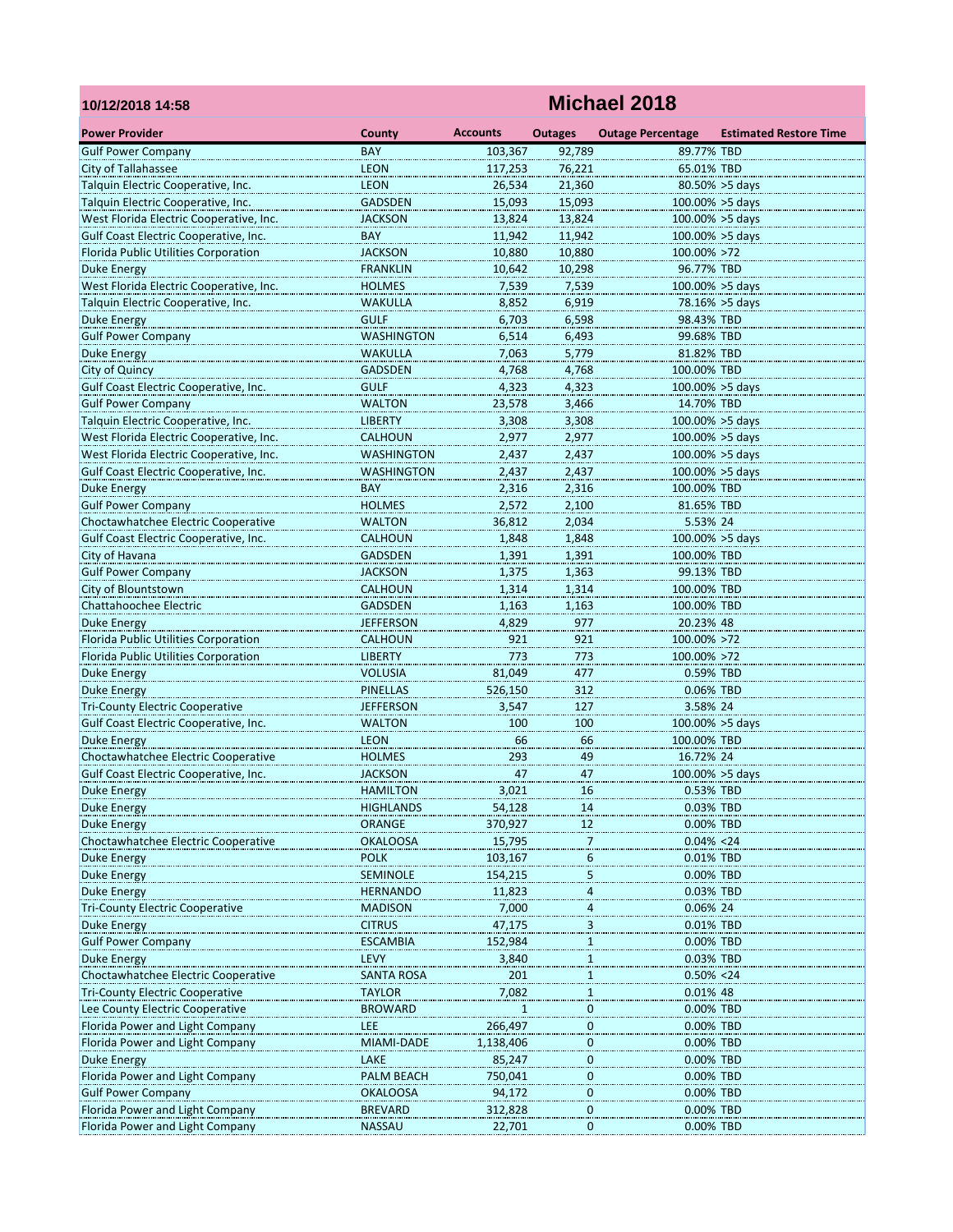10/12/2018 14:58

# Michael 2018

| Power Provider | County | Accounts | Outages | Outage Percentage | Estimated Restore Time |
|---|---|---|---|---|---|
| Gulf Power Company | BAY | 103,367 | 92,789 | 89.77% | TBD |
| City of Tallahassee | LEON | 117,253 | 76,221 | 65.01% | TBD |
| Talquin Electric Cooperative, Inc. | LEON | 26,534 | 21,360 | 80.50% | >5 days |
| Talquin Electric Cooperative, Inc. | GADSDEN | 15,093 | 15,093 | 100.00% | >5 days |
| West Florida Electric Cooperative, Inc. | JACKSON | 13,824 | 13,824 | 100.00% | >5 days |
| Gulf Coast Electric Cooperative, Inc. | BAY | 11,942 | 11,942 | 100.00% | >5 days |
| Florida Public Utilities Corporation | JACKSON | 10,880 | 10,880 | 100.00% | >72 |
| Duke Energy | FRANKLIN | 10,642 | 10,298 | 96.77% | TBD |
| West Florida Electric Cooperative, Inc. | HOLMES | 7,539 | 7,539 | 100.00% | >5 days |
| Talquin Electric Cooperative, Inc. | WAKULLA | 8,852 | 6,919 | 78.16% | >5 days |
| Duke Energy | GULF | 6,703 | 6,598 | 98.43% | TBD |
| Gulf Power Company | WASHINGTON | 6,514 | 6,493 | 99.68% | TBD |
| Duke Energy | WAKULLA | 7,063 | 5,779 | 81.82% | TBD |
| City of Quincy | GADSDEN | 4,768 | 4,768 | 100.00% | TBD |
| Gulf Coast Electric Cooperative, Inc. | GULF | 4,323 | 4,323 | 100.00% | >5 days |
| Gulf Power Company | WALTON | 23,578 | 3,466 | 14.70% | TBD |
| Talquin Electric Cooperative, Inc. | LIBERTY | 3,308 | 3,308 | 100.00% | >5 days |
| West Florida Electric Cooperative, Inc. | CALHOUN | 2,977 | 2,977 | 100.00% | >5 days |
| West Florida Electric Cooperative, Inc. | WASHINGTON | 2,437 | 2,437 | 100.00% | >5 days |
| Gulf Coast Electric Cooperative, Inc. | WASHINGTON | 2,437 | 2,437 | 100.00% | >5 days |
| Duke Energy | BAY | 2,316 | 2,316 | 100.00% | TBD |
| Gulf Power Company | HOLMES | 2,572 | 2,100 | 81.65% | TBD |
| Choctawhatchee Electric Cooperative | WALTON | 36,812 | 2,034 | 5.53% | 24 |
| Gulf Coast Electric Cooperative, Inc. | CALHOUN | 1,848 | 1,848 | 100.00% | >5 days |
| City of Havana | GADSDEN | 1,391 | 1,391 | 100.00% | TBD |
| Gulf Power Company | JACKSON | 1,375 | 1,363 | 99.13% | TBD |
| City of Blountstown | CALHOUN | 1,314 | 1,314 | 100.00% | TBD |
| Chattahoochee Electric | GADSDEN | 1,163 | 1,163 | 100.00% | TBD |
| Duke Energy | JEFFERSON | 4,829 | 977 | 20.23% | 48 |
| Florida Public Utilities Corporation | CALHOUN | 921 | 921 | 100.00% | >72 |
| Florida Public Utilities Corporation | LIBERTY | 773 | 773 | 100.00% | >72 |
| Duke Energy | VOLUSIA | 81,049 | 477 | 0.59% | TBD |
| Duke Energy | PINELLAS | 526,150 | 312 | 0.06% | TBD |
| Tri-County Electric Cooperative | JEFFERSON | 3,547 | 127 | 3.58% | 24 |
| Gulf Coast Electric Cooperative, Inc. | WALTON | 100 | 100 | 100.00% | >5 days |
| Duke Energy | LEON | 66 | 66 | 100.00% | TBD |
| Choctawhatchee Electric Cooperative | HOLMES | 293 | 49 | 16.72% | 24 |
| Gulf Coast Electric Cooperative, Inc. | JACKSON | 47 | 47 | 100.00% | >5 days |
| Duke Energy | HAMILTON | 3,021 | 16 | 0.53% | TBD |
| Duke Energy | HIGHLANDS | 54,128 | 14 | 0.03% | TBD |
| Duke Energy | ORANGE | 370,927 | 12 | 0.00% | TBD |
| Choctawhatchee Electric Cooperative | OKALOOSA | 15,795 | 7 | 0.04% | <24 |
| Duke Energy | POLK | 103,167 | 6 | 0.01% | TBD |
| Duke Energy | SEMINOLE | 154,215 | 5 | 0.00% | TBD |
| Duke Energy | HERNANDO | 11,823 | 4 | 0.03% | TBD |
| Tri-County Electric Cooperative | MADISON | 7,000 | 4 | 0.06% | 24 |
| Duke Energy | CITRUS | 47,175 | 3 | 0.01% | TBD |
| Gulf Power Company | ESCAMBIA | 152,984 | 1 | 0.00% | TBD |
| Duke Energy | LEVY | 3,840 | 1 | 0.03% | TBD |
| Choctawhatchee Electric Cooperative | SANTA ROSA | 201 | 1 | 0.50% | <24 |
| Tri-County Electric Cooperative | TAYLOR | 7,082 | 1 | 0.01% | 48 |
| Lee County Electric Cooperative | BROWARD | 1 | 0 | 0.00% | TBD |
| Florida Power and Light Company | LEE | 266,497 | 0 | 0.00% | TBD |
| Florida Power and Light Company | MIAMI-DADE | 1,138,406 | 0 | 0.00% | TBD |
| Duke Energy | LAKE | 85,247 | 0 | 0.00% | TBD |
| Florida Power and Light Company | PALM BEACH | 750,041 | 0 | 0.00% | TBD |
| Gulf Power Company | OKALOOSA | 94,172 | 0 | 0.00% | TBD |
| Florida Power and Light Company | BREVARD | 312,828 | 0 | 0.00% | TBD |
| Florida Power and Light Company | NASSAU | 22,701 | 0 | 0.00% | TBD |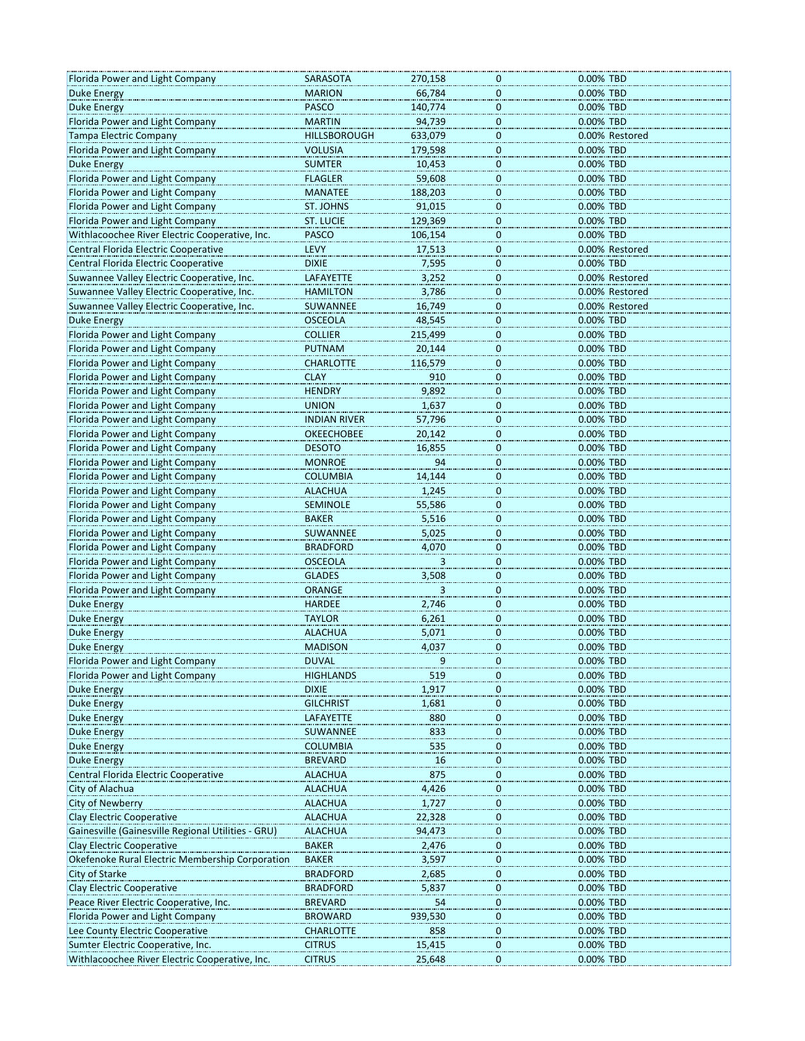| | | | | | |
|---|---|---|---|---|---|
| Florida Power and Light Company | SARASOTA | 270,158 | 0 | 0.00% | TBD |
| Duke Energy | MARION | 66,784 | 0 | 0.00% | TBD |
| Duke Energy | PASCO | 140,774 | 0 | 0.00% | TBD |
| Florida Power and Light Company | MARTIN | 94,739 | 0 | 0.00% | TBD |
| Tampa Electric Company | HILLSBOROUGH | 633,079 | 0 | 0.00% | Restored |
| Florida Power and Light Company | VOLUSIA | 179,598 | 0 | 0.00% | TBD |
| Duke Energy | SUMTER | 10,453 | 0 | 0.00% | TBD |
| Florida Power and Light Company | FLAGLER | 59,608 | 0 | 0.00% | TBD |
| Florida Power and Light Company | MANATEE | 188,203 | 0 | 0.00% | TBD |
| Florida Power and Light Company | ST. JOHNS | 91,015 | 0 | 0.00% | TBD |
| Florida Power and Light Company | ST. LUCIE | 129,369 | 0 | 0.00% | TBD |
| Withlacoochee River Electric Cooperative, Inc. | PASCO | 106,154 | 0 | 0.00% | TBD |
| Central Florida Electric Cooperative | LEVY | 17,513 | 0 | 0.00% | Restored |
| Central Florida Electric Cooperative | DIXIE | 7,595 | 0 | 0.00% | TBD |
| Suwannee Valley Electric Cooperative, Inc. | LAFAYETTE | 3,252 | 0 | 0.00% | Restored |
| Suwannee Valley Electric Cooperative, Inc. | HAMILTON | 3,786 | 0 | 0.00% | Restored |
| Suwannee Valley Electric Cooperative, Inc. | SUWANNEE | 16,749 | 0 | 0.00% | Restored |
| Duke Energy | OSCEOLA | 48,545 | 0 | 0.00% | TBD |
| Florida Power and Light Company | COLLIER | 215,499 | 0 | 0.00% | TBD |
| Florida Power and Light Company | PUTNAM | 20,144 | 0 | 0.00% | TBD |
| Florida Power and Light Company | CHARLOTTE | 116,579 | 0 | 0.00% | TBD |
| Florida Power and Light Company | CLAY | 910 | 0 | 0.00% | TBD |
| Florida Power and Light Company | HENDRY | 9,892 | 0 | 0.00% | TBD |
| Florida Power and Light Company | UNION | 1,637 | 0 | 0.00% | TBD |
| Florida Power and Light Company | INDIAN RIVER | 57,796 | 0 | 0.00% | TBD |
| Florida Power and Light Company | OKEECHOBEE | 20,142 | 0 | 0.00% | TBD |
| Florida Power and Light Company | DESOTO | 16,855 | 0 | 0.00% | TBD |
| Florida Power and Light Company | MONROE | 94 | 0 | 0.00% | TBD |
| Florida Power and Light Company | COLUMBIA | 14,144 | 0 | 0.00% | TBD |
| Florida Power and Light Company | ALACHUA | 1,245 | 0 | 0.00% | TBD |
| Florida Power and Light Company | SEMINOLE | 55,586 | 0 | 0.00% | TBD |
| Florida Power and Light Company | BAKER | 5,516 | 0 | 0.00% | TBD |
| Florida Power and Light Company | SUWANNEE | 5,025 | 0 | 0.00% | TBD |
| Florida Power and Light Company | BRADFORD | 4,070 | 0 | 0.00% | TBD |
| Florida Power and Light Company | OSCEOLA | 3 | 0 | 0.00% | TBD |
| Florida Power and Light Company | GLADES | 3,508 | 0 | 0.00% | TBD |
| Florida Power and Light Company | ORANGE | 3 | 0 | 0.00% | TBD |
| Duke Energy | HARDEE | 2,746 | 0 | 0.00% | TBD |
| Duke Energy | TAYLOR | 6,261 | 0 | 0.00% | TBD |
| Duke Energy | ALACHUA | 5,071 | 0 | 0.00% | TBD |
| Duke Energy | MADISON | 4,037 | 0 | 0.00% | TBD |
| Florida Power and Light Company | DUVAL | 9 | 0 | 0.00% | TBD |
| Florida Power and Light Company | HIGHLANDS | 519 | 0 | 0.00% | TBD |
| Duke Energy | DIXIE | 1,917 | 0 | 0.00% | TBD |
| Duke Energy | GILCHRIST | 1,681 | 0 | 0.00% | TBD |
| Duke Energy | LAFAYETTE | 880 | 0 | 0.00% | TBD |
| Duke Energy | SUWANNEE | 833 | 0 | 0.00% | TBD |
| Duke Energy | COLUMBIA | 535 | 0 | 0.00% | TBD |
| Duke Energy | BREVARD | 16 | 0 | 0.00% | TBD |
| Central Florida Electric Cooperative | ALACHUA | 875 | 0 | 0.00% | TBD |
| City of Alachua | ALACHUA | 4,426 | 0 | 0.00% | TBD |
| City of Newberry | ALACHUA | 1,727 | 0 | 0.00% | TBD |
| Clay Electric Cooperative | ALACHUA | 22,328 | 0 | 0.00% | TBD |
| Gainesville (Gainesville Regional Utilities - GRU) | ALACHUA | 94,473 | 0 | 0.00% | TBD |
| Clay Electric Cooperative | BAKER | 2,476 | 0 | 0.00% | TBD |
| Okefenoke Rural Electric Membership Corporation | BAKER | 3,597 | 0 | 0.00% | TBD |
| City of Starke | BRADFORD | 2,685 | 0 | 0.00% | TBD |
| Clay Electric Cooperative | BRADFORD | 5,837 | 0 | 0.00% | TBD |
| Peace River Electric Cooperative, Inc. | BREVARD | 54 | 0 | 0.00% | TBD |
| Florida Power and Light Company | BROWARD | 939,530 | 0 | 0.00% | TBD |
| Lee County Electric Cooperative | CHARLOTTE | 858 | 0 | 0.00% | TBD |
| Sumter Electric Cooperative, Inc. | CITRUS | 15,415 | 0 | 0.00% | TBD |
| Withlacoochee River Electric Cooperative, Inc. | CITRUS | 25,648 | 0 | 0.00% | TBD |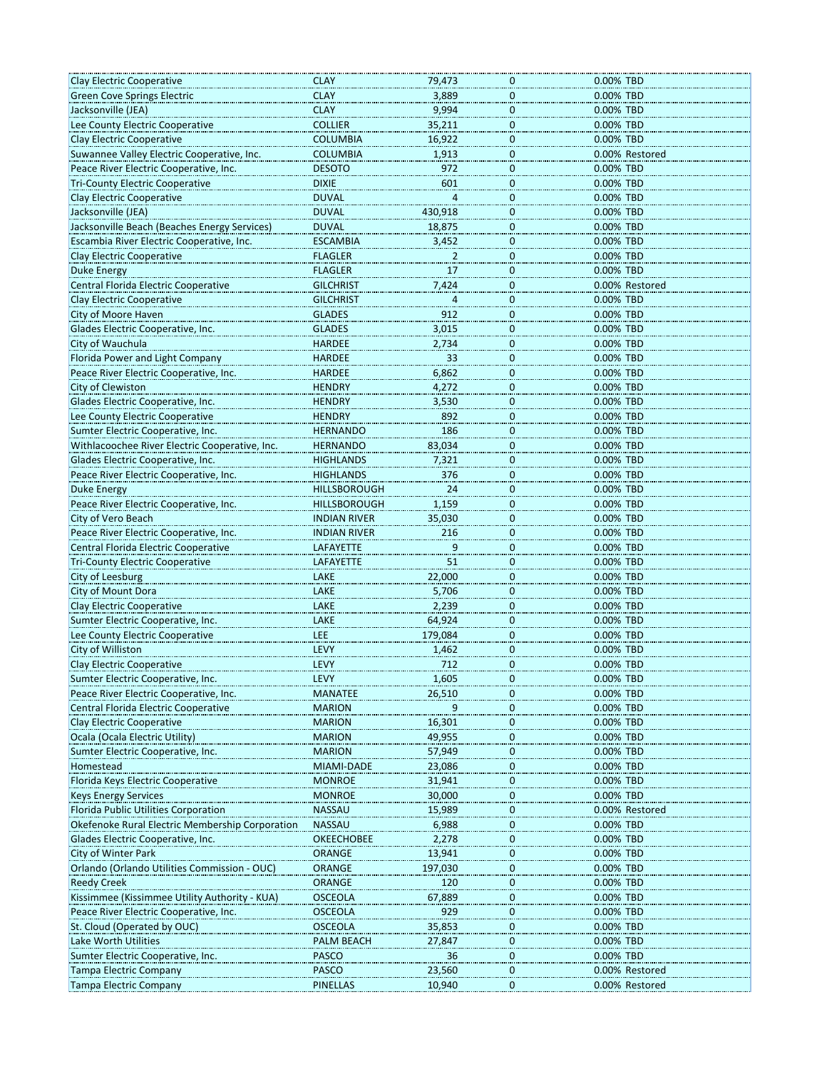| | | | | | |
|---|---|---|---|---|---|
| Clay Electric Cooperative | CLAY | 79,473 | 0 | 0.00% | TBD |
| Green Cove Springs Electric | CLAY | 3,889 | 0 | 0.00% | TBD |
| Jacksonville (JEA) | CLAY | 9,994 | 0 | 0.00% | TBD |
| Lee County Electric Cooperative | COLLIER | 35,211 | 0 | 0.00% | TBD |
| Clay Electric Cooperative | COLUMBIA | 16,922 | 0 | 0.00% | TBD |
| Suwannee Valley Electric Cooperative, Inc. | COLUMBIA | 1,913 | 0 | 0.00% | Restored |
| Peace River Electric Cooperative, Inc. | DESOTO | 972 | 0 | 0.00% | TBD |
| Tri-County Electric Cooperative | DIXIE | 601 | 0 | 0.00% | TBD |
| Clay Electric Cooperative | DUVAL | 4 | 0 | 0.00% | TBD |
| Jacksonville (JEA) | DUVAL | 430,918 | 0 | 0.00% | TBD |
| Jacksonville Beach (Beaches Energy Services) | DUVAL | 18,875 | 0 | 0.00% | TBD |
| Escambia River Electric Cooperative, Inc. | ESCAMBIA | 3,452 | 0 | 0.00% | TBD |
| Clay Electric Cooperative | FLAGLER | 2 | 0 | 0.00% | TBD |
| Duke Energy | FLAGLER | 17 | 0 | 0.00% | TBD |
| Central Florida Electric Cooperative | GILCHRIST | 7,424 | 0 | 0.00% | Restored |
| Clay Electric Cooperative | GILCHRIST | 4 | 0 | 0.00% | TBD |
| City of Moore Haven | GLADES | 912 | 0 | 0.00% | TBD |
| Glades Electric Cooperative, Inc. | GLADES | 3,015 | 0 | 0.00% | TBD |
| City of Wauchula | HARDEE | 2,734 | 0 | 0.00% | TBD |
| Florida Power and Light Company | HARDEE | 33 | 0 | 0.00% | TBD |
| Peace River Electric Cooperative, Inc. | HARDEE | 6,862 | 0 | 0.00% | TBD |
| City of Clewiston | HENDRY | 4,272 | 0 | 0.00% | TBD |
| Glades Electric Cooperative, Inc. | HENDRY | 3,530 | 0 | 0.00% | TBD |
| Lee County Electric Cooperative | HENDRY | 892 | 0 | 0.00% | TBD |
| Sumter Electric Cooperative, Inc. | HERNANDO | 186 | 0 | 0.00% | TBD |
| Withlacoochee River Electric Cooperative, Inc. | HERNANDO | 83,034 | 0 | 0.00% | TBD |
| Glades Electric Cooperative, Inc. | HIGHLANDS | 7,321 | 0 | 0.00% | TBD |
| Peace River Electric Cooperative, Inc. | HIGHLANDS | 376 | 0 | 0.00% | TBD |
| Duke Energy | HILLSBOROUGH | 24 | 0 | 0.00% | TBD |
| Peace River Electric Cooperative, Inc. | HILLSBOROUGH | 1,159 | 0 | 0.00% | TBD |
| City of Vero Beach | INDIAN RIVER | 35,030 | 0 | 0.00% | TBD |
| Peace River Electric Cooperative, Inc. | INDIAN RIVER | 216 | 0 | 0.00% | TBD |
| Central Florida Electric Cooperative | LAFAYETTE | 9 | 0 | 0.00% | TBD |
| Tri-County Electric Cooperative | LAFAYETTE | 51 | 0 | 0.00% | TBD |
| City of Leesburg | LAKE | 22,000 | 0 | 0.00% | TBD |
| City of Mount Dora | LAKE | 5,706 | 0 | 0.00% | TBD |
| Clay Electric Cooperative | LAKE | 2,239 | 0 | 0.00% | TBD |
| Sumter Electric Cooperative, Inc. | LAKE | 64,924 | 0 | 0.00% | TBD |
| Lee County Electric Cooperative | LEE | 179,084 | 0 | 0.00% | TBD |
| City of Williston | LEVY | 1,462 | 0 | 0.00% | TBD |
| Clay Electric Cooperative | LEVY | 712 | 0 | 0.00% | TBD |
| Sumter Electric Cooperative, Inc. | LEVY | 1,605 | 0 | 0.00% | TBD |
| Peace River Electric Cooperative, Inc. | MANATEE | 26,510 | 0 | 0.00% | TBD |
| Central Florida Electric Cooperative | MARION | 9 | 0 | 0.00% | TBD |
| Clay Electric Cooperative | MARION | 16,301 | 0 | 0.00% | TBD |
| Ocala (Ocala Electric Utility) | MARION | 49,955 | 0 | 0.00% | TBD |
| Sumter Electric Cooperative, Inc. | MARION | 57,949 | 0 | 0.00% | TBD |
| Homestead | MIAMI-DADE | 23,086 | 0 | 0.00% | TBD |
| Florida Keys Electric Cooperative | MONROE | 31,941 | 0 | 0.00% | TBD |
| Keys Energy Services | MONROE | 30,000 | 0 | 0.00% | TBD |
| Florida Public Utilities Corporation | NASSAU | 15,989 | 0 | 0.00% | Restored |
| Okefenoke Rural Electric Membership Corporation | NASSAU | 6,988 | 0 | 0.00% | TBD |
| Glades Electric Cooperative, Inc. | OKEECHOBEE | 2,278 | 0 | 0.00% | TBD |
| City of Winter Park | ORANGE | 13,941 | 0 | 0.00% | TBD |
| Orlando (Orlando Utilities Commission - OUC) | ORANGE | 197,030 | 0 | 0.00% | TBD |
| Reedy Creek | ORANGE | 120 | 0 | 0.00% | TBD |
| Kissimmee (Kissimmee Utility Authority - KUA) | OSCEOLA | 67,889 | 0 | 0.00% | TBD |
| Peace River Electric Cooperative, Inc. | OSCEOLA | 929 | 0 | 0.00% | TBD |
| St. Cloud (Operated by OUC) | OSCEOLA | 35,853 | 0 | 0.00% | TBD |
| Lake Worth Utilities | PALM BEACH | 27,847 | 0 | 0.00% | TBD |
| Sumter Electric Cooperative, Inc. | PASCO | 36 | 0 | 0.00% | TBD |
| Tampa Electric Company | PASCO | 23,560 | 0 | 0.00% | Restored |
| Tampa Electric Company | PINELLAS | 10,940 | 0 | 0.00% | Restored |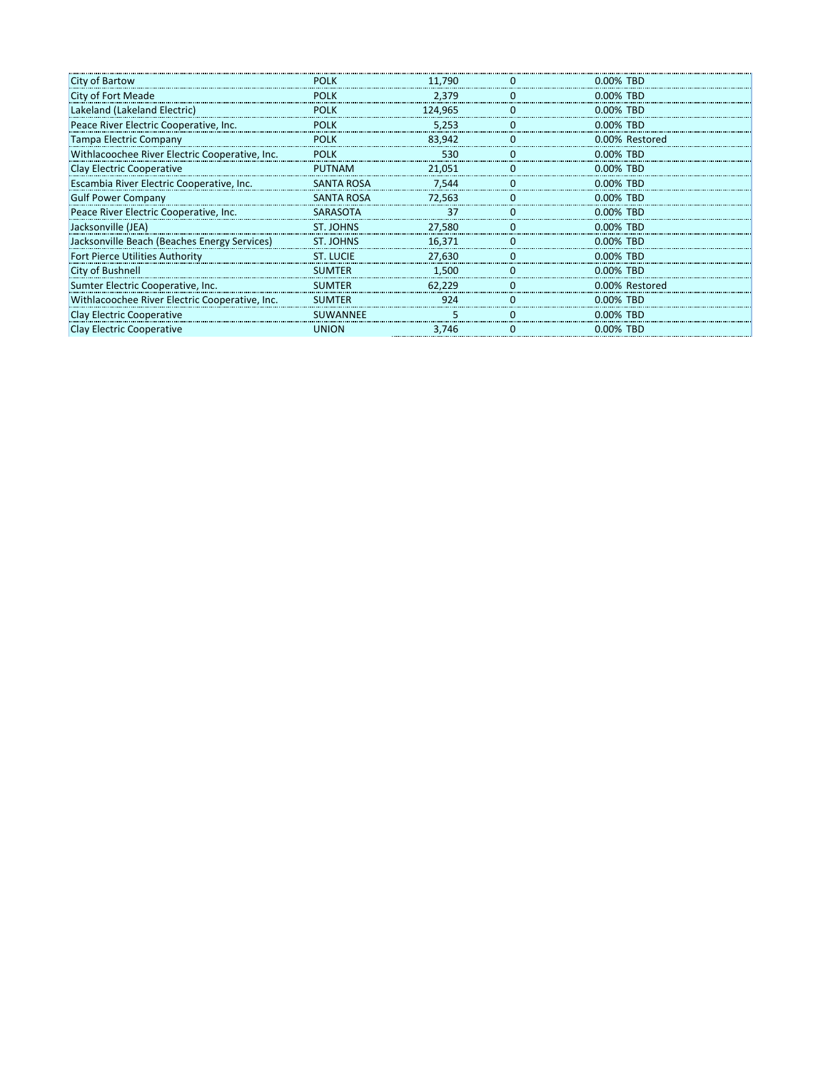| | | | | | |
|---|---|---|---|---|---|
| City of Bartow | POLK | 11,790 | 0 | 0.00% | TBD |
| City of Fort Meade | POLK | 2,379 | 0 | 0.00% | TBD |
| Lakeland (Lakeland Electric) | POLK | 124,965 | 0 | 0.00% | TBD |
| Peace River Electric Cooperative, Inc. | POLK | 5,253 | 0 | 0.00% | TBD |
| Tampa Electric Company | POLK | 83,942 | 0 | 0.00% | Restored |
| Withlacoochee River Electric Cooperative, Inc. | POLK | 530 | 0 | 0.00% | TBD |
| Clay Electric Cooperative | PUTNAM | 21,051 | 0 | 0.00% | TBD |
| Escambia River Electric Cooperative, Inc. | SANTA ROSA | 7,544 | 0 | 0.00% | TBD |
| Gulf Power Company | SANTA ROSA | 72,563 | 0 | 0.00% | TBD |
| Peace River Electric Cooperative, Inc. | SARASOTA | 37 | 0 | 0.00% | TBD |
| Jacksonville (JEA) | ST. JOHNS | 27,580 | 0 | 0.00% | TBD |
| Jacksonville Beach (Beaches Energy Services) | ST. JOHNS | 16,371 | 0 | 0.00% | TBD |
| Fort Pierce Utilities Authority | ST. LUCIE | 27,630 | 0 | 0.00% | TBD |
| City of Bushnell | SUMTER | 1,500 | 0 | 0.00% | TBD |
| Sumter Electric Cooperative, Inc. | SUMTER | 62,229 | 0 | 0.00% | Restored |
| Withlacoochee River Electric Cooperative, Inc. | SUMTER | 924 | 0 | 0.00% | TBD |
| Clay Electric Cooperative | SUWANNEE | 5 | 0 | 0.00% | TBD |
| Clay Electric Cooperative | UNION | 3,746 | 0 | 0.00% | TBD |